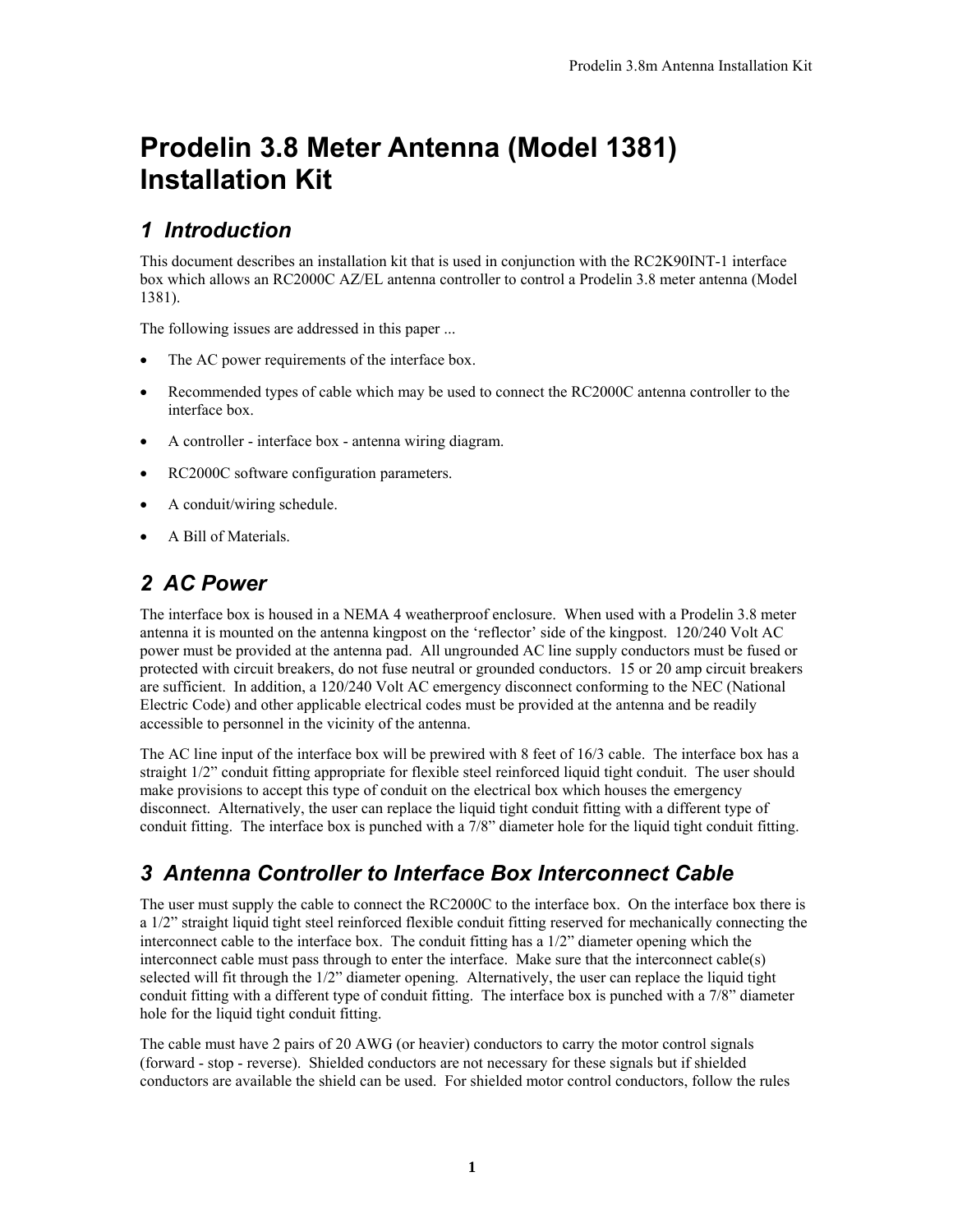# Prodelin 3.8 Meter Antenna (Model 1381) Installation Kit

## 1 Introduction

This document describes an installation kit that is used in conjunction with the RC2K90INT-1 interface box which allows an RC2000C AZ/EL antenna controller to control a Prodelin 3.8 meter antenna (Model 1381).

The following issues are addressed in this paper ...

- The AC power requirements of the interface box.
- Recommended types of cable which may be used to connect the RC2000C antenna controller to the interface box.
- A controller - interface box - antenna wiring diagram.
- RC2000C software configuration parameters.
- A conduit/wiring schedule.
- A Bill of Materials.

## 2 AC Power

The interface box is housed in a NEMA 4 weatherproof enclosure. When used with a Prodelin 3.8 meter antenna it is mounted on the antenna kingpost on the 'reflector' side of the kingpost. 120/240 Volt AC power must be provided at the antenna pad. All ungrounded AC line supply conductors must be fused or protected with circuit breakers, do not fuse neutral or grounded conductors. 15 or 20 amp circuit breakers are sufficient. In addition, a 120/240 Volt AC emergency disconnect conforming to the NEC (National Electric Code) and other applicable electrical codes must be provided at the antenna and be readily accessible to personnel in the vicinity of the antenna.

The AC line input of the interface box will be prewired with 8 feet of 16/3 cable. The interface box has a straight 1/2" conduit fitting appropriate for flexible steel reinforced liquid tight conduit. The user should make provisions to accept this type of conduit on the electrical box which houses the emergency disconnect. Alternatively, the user can replace the liquid tight conduit fitting with a different type of conduit fitting. The interface box is punched with a 7/8" diameter hole for the liquid tight conduit fitting.

## 3 Antenna Controller to Interface Box Interconnect Cable

The user must supply the cable to connect the RC2000C to the interface box. On the interface box there is a 1/2" straight liquid tight steel reinforced flexible conduit fitting reserved for mechanically connecting the interconnect cable to the interface box. The conduit fitting has a 1/2" diameter opening which the interconnect cable must pass through to enter the interface. Make sure that the interconnect cable(s) selected will fit through the 1/2" diameter opening. Alternatively, the user can replace the liquid tight conduit fitting with a different type of conduit fitting. The interface box is punched with a 7/8" diameter hole for the liquid tight conduit fitting.

The cable must have 2 pairs of 20 AWG (or heavier) conductors to carry the motor control signals (forward - stop - reverse). Shielded conductors are not necessary for these signals but if shielded conductors are available the shield can be used. For shielded motor control conductors, follow the rules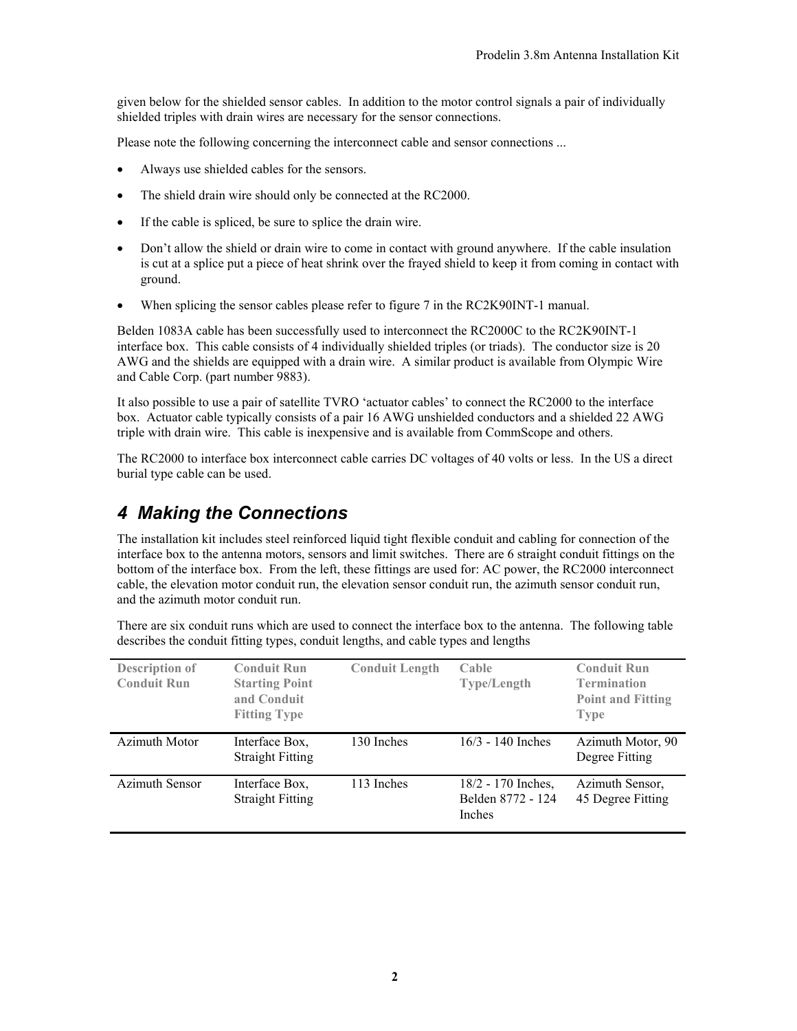given below for the shielded sensor cables. In addition to the motor control signals a pair of individually shielded triples with drain wires are necessary for the sensor connections.

Please note the following concerning the interconnect cable and sensor connections ...

- Always use shielded cables for the sensors.
- The shield drain wire should only be connected at the RC2000.
- If the cable is spliced, be sure to splice the drain wire.
- Don't allow the shield or drain wire to come in contact with ground anywhere. If the cable insulation is cut at a splice put a piece of heat shrink over the frayed shield to keep it from coming in contact with ground.
- When splicing the sensor cables please refer to figure 7 in the RC2K90INT-1 manual.

Belden 1083A cable has been successfully used to interconnect the RC2000C to the RC2K90INT-1 interface box. This cable consists of 4 individually shielded triples (or triads). The conductor size is 20 AWG and the shields are equipped with a drain wire. A similar product is available from Olympic Wire and Cable Corp. (part number 9883).

It also possible to use a pair of satellite TVRO 'actuator cables' to connect the RC2000 to the interface box. Actuator cable typically consists of a pair 16 AWG unshielded conductors and a shielded 22 AWG triple with drain wire. This cable is inexpensive and is available from CommScope and others.

The RC2000 to interface box interconnect cable carries DC voltages of 40 volts or less. In the US a direct burial type cable can be used.

## 4 Making the Connections

The installation kit includes steel reinforced liquid tight flexible conduit and cabling for connection of the interface box to the antenna motors, sensors and limit switches. There are 6 straight conduit fittings on the bottom of the interface box. From the left, these fittings are used for: AC power, the RC2000 interconnect cable, the elevation motor conduit run, the elevation sensor conduit run, the azimuth sensor conduit run, and the azimuth motor conduit run.

There are six conduit runs which are used to connect the interface box to the antenna. The following table describes the conduit fitting types, conduit lengths, and cable types and lengths

| Description of Conduit Run | Conduit Run Starting Point and Conduit Fitting Type | Conduit Length | Cable Type/Length | Conduit Run Termination Point and Fitting Type |
|---|---|---|---|---|
| Azimuth Motor | Interface Box, Straight Fitting | 130 Inches | 16/3 - 140 Inches | Azimuth Motor, 90 Degree Fitting |
| Azimuth Sensor | Interface Box, Straight Fitting | 113 Inches | 18/2 - 170 Inches, Belden 8772 - 124 Inches | Azimuth Sensor, 45 Degree Fitting |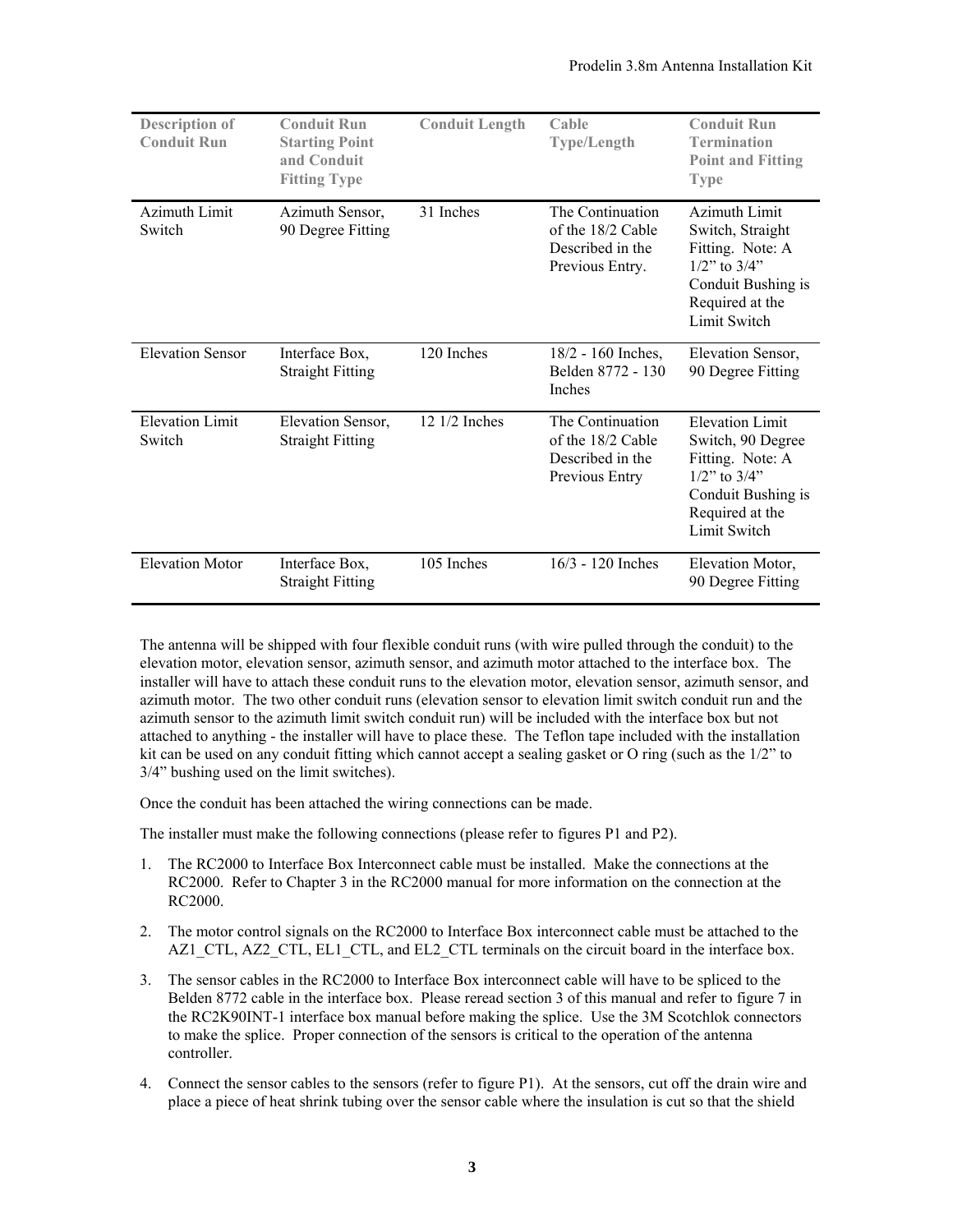| Description of Conduit Run | Conduit Run Starting Point and Conduit Fitting Type | Conduit Length | Cable Type/Length | Conduit Run Termination Point and Fitting Type |
|---|---|---|---|---|
| Azimuth Limit Switch | Azimuth Sensor, 90 Degree Fitting | 31 Inches | The Continuation of the 18/2 Cable Described in the Previous Entry. | Azimuth Limit Switch, Straight Fitting. Note: A 1/2" to 3/4" Conduit Bushing is Required at the Limit Switch |
| Elevation Sensor | Interface Box, Straight Fitting | 120 Inches | 18/2 - 160 Inches, Belden 8772 - 130 Inches | Elevation Sensor, 90 Degree Fitting |
| Elevation Limit Switch | Elevation Sensor, Straight Fitting | 12 1/2 Inches | The Continuation of the 18/2 Cable Described in the Previous Entry | Elevation Limit Switch, 90 Degree Fitting. Note: A 1/2" to 3/4" Conduit Bushing is Required at the Limit Switch |
| Elevation Motor | Interface Box, Straight Fitting | 105 Inches | 16/3 - 120 Inches | Elevation Motor, 90 Degree Fitting |

The antenna will be shipped with four flexible conduit runs (with wire pulled through the conduit) to the elevation motor, elevation sensor, azimuth sensor, and azimuth motor attached to the interface box. The installer will have to attach these conduit runs to the elevation motor, elevation sensor, azimuth sensor, and azimuth motor. The two other conduit runs (elevation sensor to elevation limit switch conduit run and the azimuth sensor to the azimuth limit switch conduit run) will be included with the interface box but not attached to anything - the installer will have to place these. The Teflon tape included with the installation kit can be used on any conduit fitting which cannot accept a sealing gasket or O ring (such as the 1/2" to 3/4" bushing used on the limit switches).

Once the conduit has been attached the wiring connections can be made.

The installer must make the following connections (please refer to figures P1 and P2).

1. The RC2000 to Interface Box Interconnect cable must be installed. Make the connections at the RC2000. Refer to Chapter 3 in the RC2000 manual for more information on the connection at the RC2000.
2. The motor control signals on the RC2000 to Interface Box interconnect cable must be attached to the AZ1_CTL, AZ2_CTL, EL1_CTL, and EL2_CTL terminals on the circuit board in the interface box.
3. The sensor cables in the RC2000 to Interface Box interconnect cable will have to be spliced to the Belden 8772 cable in the interface box. Please reread section 3 of this manual and refer to figure 7 in the RC2K90INT-1 interface box manual before making the splice. Use the 3M Scotchlok connectors to make the splice. Proper connection of the sensors is critical to the operation of the antenna controller.
4. Connect the sensor cables to the sensors (refer to figure P1). At the sensors, cut off the drain wire and place a piece of heat shrink tubing over the sensor cable where the insulation is cut so that the shield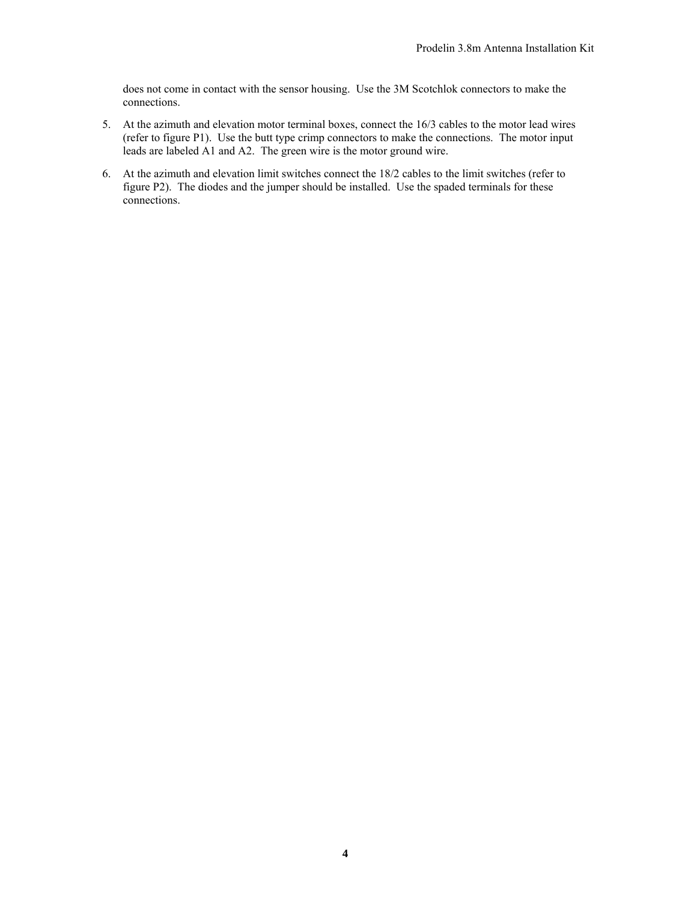does not come in contact with the sensor housing. Use the 3M Scotchlok connectors to make the connections.

5. At the azimuth and elevation motor terminal boxes, connect the 16/3 cables to the motor lead wires (refer to figure P1). Use the butt type crimp connectors to make the connections. The motor input leads are labeled A1 and A2. The green wire is the motor ground wire.

6. At the azimuth and elevation limit switches connect the 18/2 cables to the limit switches (refer to figure P2). The diodes and the jumper should be installed. Use the spaded terminals for these connections.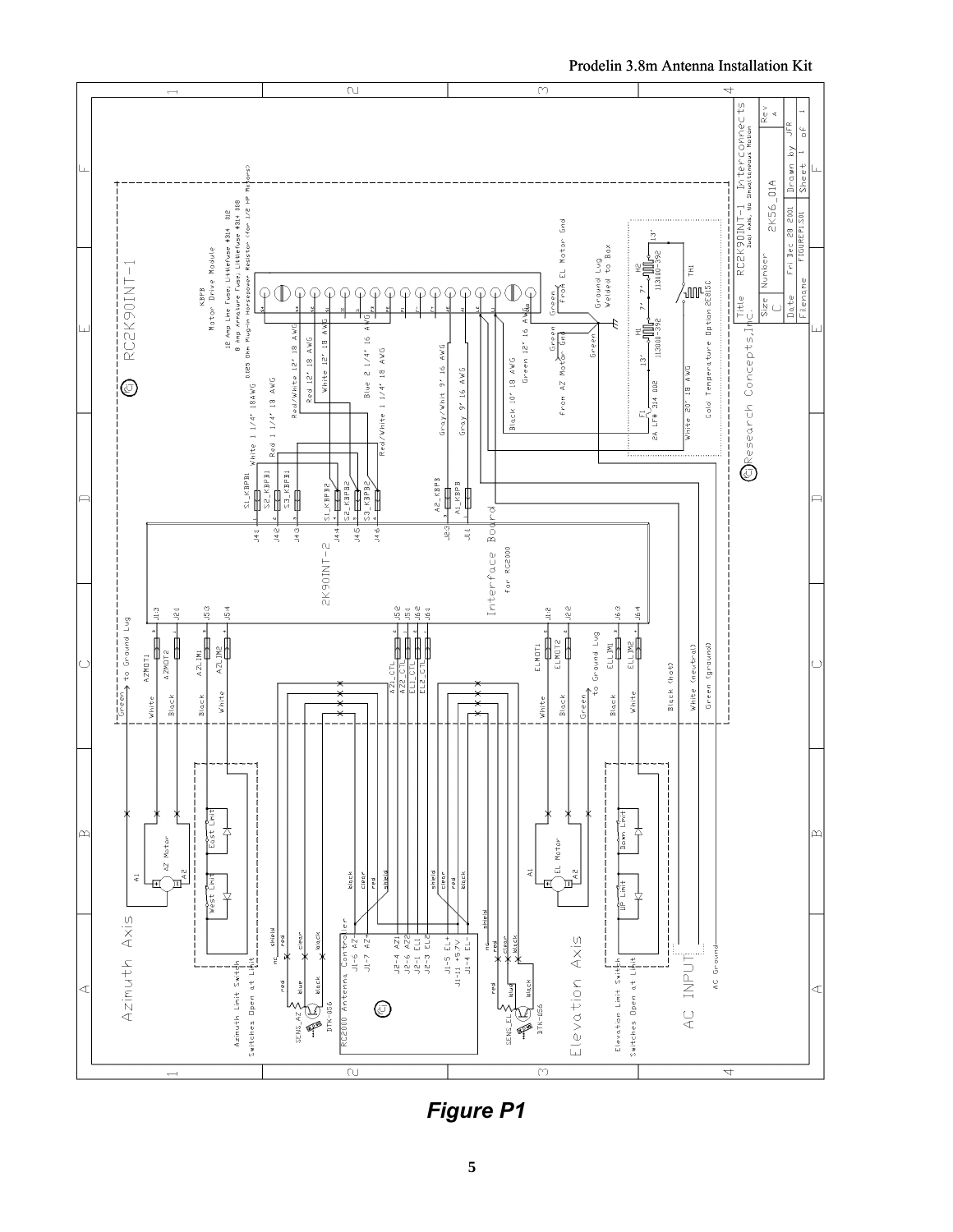**Figure P1**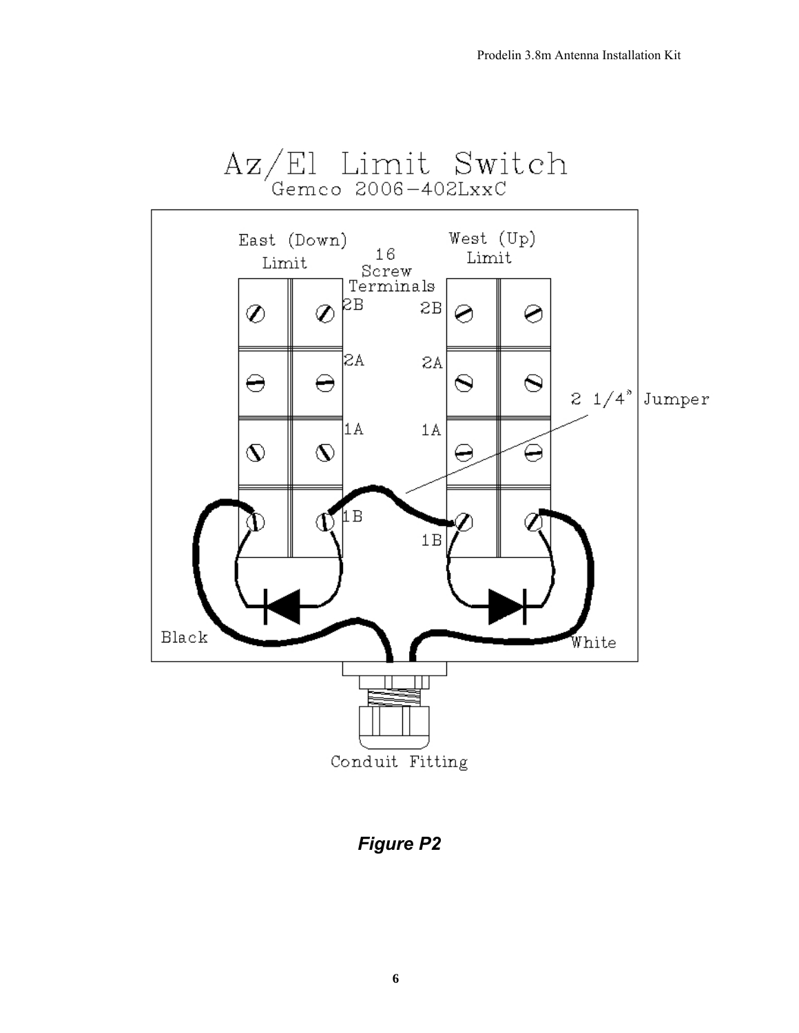Az/El Limit Switch

Gemco 2006-402LxxC

East (Down) Limit

16 Screw Terminals

West (Up) Limit

2B 2A 1A 1B

2 1/4" Jumper

Black

White

Conduit Fitting

***Figure P2***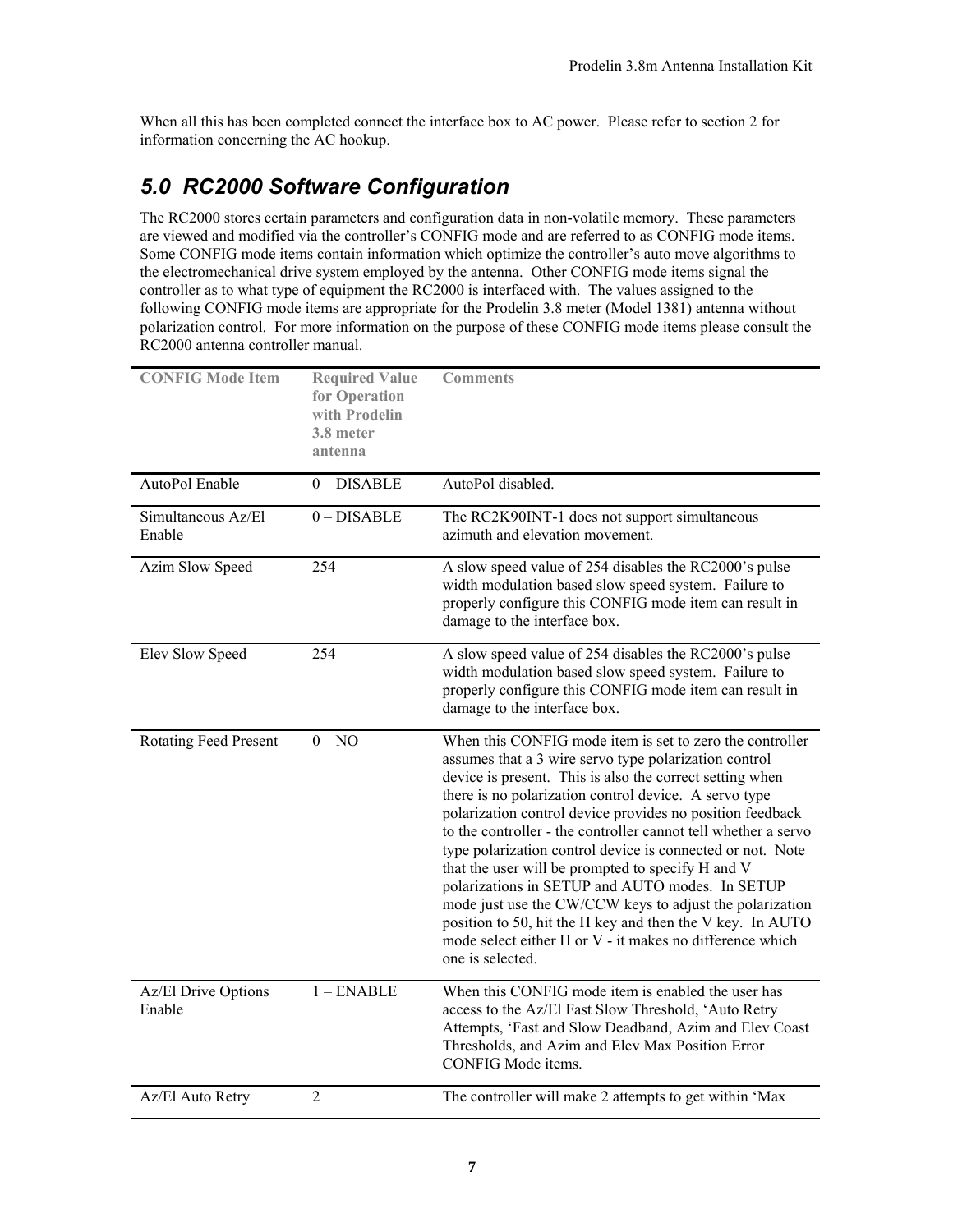When all this has been completed connect the interface box to AC power. Please refer to section 2 for information concerning the AC hookup.

## 5.0 RC2000 Software Configuration

The RC2000 stores certain parameters and configuration data in non-volatile memory. These parameters are viewed and modified via the controller's CONFIG mode and are referred to as CONFIG mode items. Some CONFIG mode items contain information which optimize the controller's auto move algorithms to the electromechanical drive system employed by the antenna. Other CONFIG mode items signal the controller as to what type of equipment the RC2000 is interfaced with. The values assigned to the following CONFIG mode items are appropriate for the Prodelin 3.8 meter (Model 1381) antenna without polarization control. For more information on the purpose of these CONFIG mode items please consult the RC2000 antenna controller manual.

| CONFIG Mode Item | Required Value for Operation with Prodelin 3.8 meter antenna | Comments |
|---|---|---|
| AutoPol Enable | 0 – DISABLE | AutoPol disabled. |
| Simultaneous Az/El Enable | 0 – DISABLE | The RC2K90INT-1 does not support simultaneous azimuth and elevation movement. |
| Azim Slow Speed | 254 | A slow speed value of 254 disables the RC2000's pulse width modulation based slow speed system. Failure to properly configure this CONFIG mode item can result in damage to the interface box. |
| Elev Slow Speed | 254 | A slow speed value of 254 disables the RC2000's pulse width modulation based slow speed system. Failure to properly configure this CONFIG mode item can result in damage to the interface box. |
| Rotating Feed Present | 0 – NO | When this CONFIG mode item is set to zero the controller assumes that a 3 wire servo type polarization control device is present. This is also the correct setting when there is no polarization control device. A servo type polarization control device provides no position feedback to the controller - the controller cannot tell whether a servo type polarization control device is connected or not. Note that the user will be prompted to specify H and V polarizations in SETUP and AUTO modes. In SETUP mode just use the CW/CCW keys to adjust the polarization position to 50, hit the H key and then the V key. In AUTO mode select either H or V - it makes no difference which one is selected. |
| Az/El Drive Options Enable | 1 – ENABLE | When this CONFIG mode item is enabled the user has access to the Az/El Fast Slow Threshold, 'Auto Retry Attempts, 'Fast and Slow Deadband, Azim and Elev Coast Thresholds, and Azim and Elev Max Position Error CONFIG Mode items. |
| Az/El Auto Retry | 2 | The controller will make 2 attempts to get within 'Max |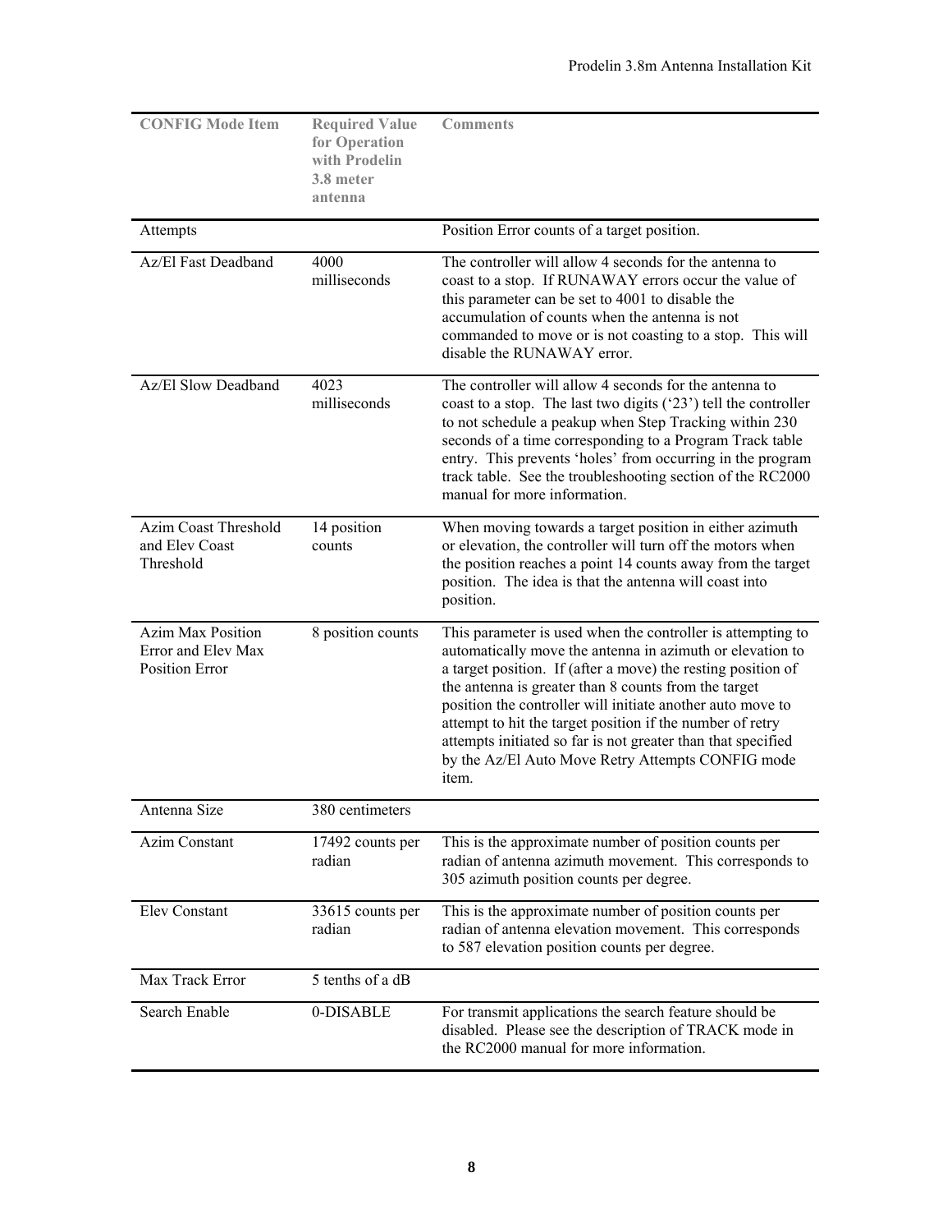| CONFIG Mode Item | Required Value for Operation with Prodelin 3.8 meter antenna | Comments |
|---|---|---|
| Attempts | | Position Error counts of a target position. |
| Az/El Fast Deadband | 4000 milliseconds | The controller will allow 4 seconds for the antenna to coast to a stop. If RUNAWAY errors occur the value of this parameter can be set to 4001 to disable the accumulation of counts when the antenna is not commanded to move or is not coasting to a stop. This will disable the RUNAWAY error. |
| Az/El Slow Deadband | 4023 milliseconds | The controller will allow 4 seconds for the antenna to coast to a stop. The last two digits ('23') tell the controller to not schedule a peakup when Step Tracking within 230 seconds of a time corresponding to a Program Track table entry. This prevents 'holes' from occurring in the program track table. See the troubleshooting section of the RC2000 manual for more information. |
| Azim Coast Threshold and Elev Coast Threshold | 14 position counts | When moving towards a target position in either azimuth or elevation, the controller will turn off the motors when the position reaches a point 14 counts away from the target position. The idea is that the antenna will coast into position. |
| Azim Max Position Error and Elev Max Position Error | 8 position counts | This parameter is used when the controller is attempting to automatically move the antenna in azimuth or elevation to a target position. If (after a move) the resting position of the antenna is greater than 8 counts from the target position the controller will initiate another auto move to attempt to hit the target position if the number of retry attempts initiated so far is not greater than that specified by the Az/El Auto Move Retry Attempts CONFIG mode item. |
| Antenna Size | 380 centimeters | |
| Azim Constant | 17492 counts per radian | This is the approximate number of position counts per radian of antenna azimuth movement. This corresponds to 305 azimuth position counts per degree. |
| Elev Constant | 33615 counts per radian | This is the approximate number of position counts per radian of antenna elevation movement. This corresponds to 587 elevation position counts per degree. |
| Max Track Error | 5 tenths of a dB | |
| Search Enable | 0-DISABLE | For transmit applications the search feature should be disabled. Please see the description of TRACK mode in the RC2000 manual for more information. |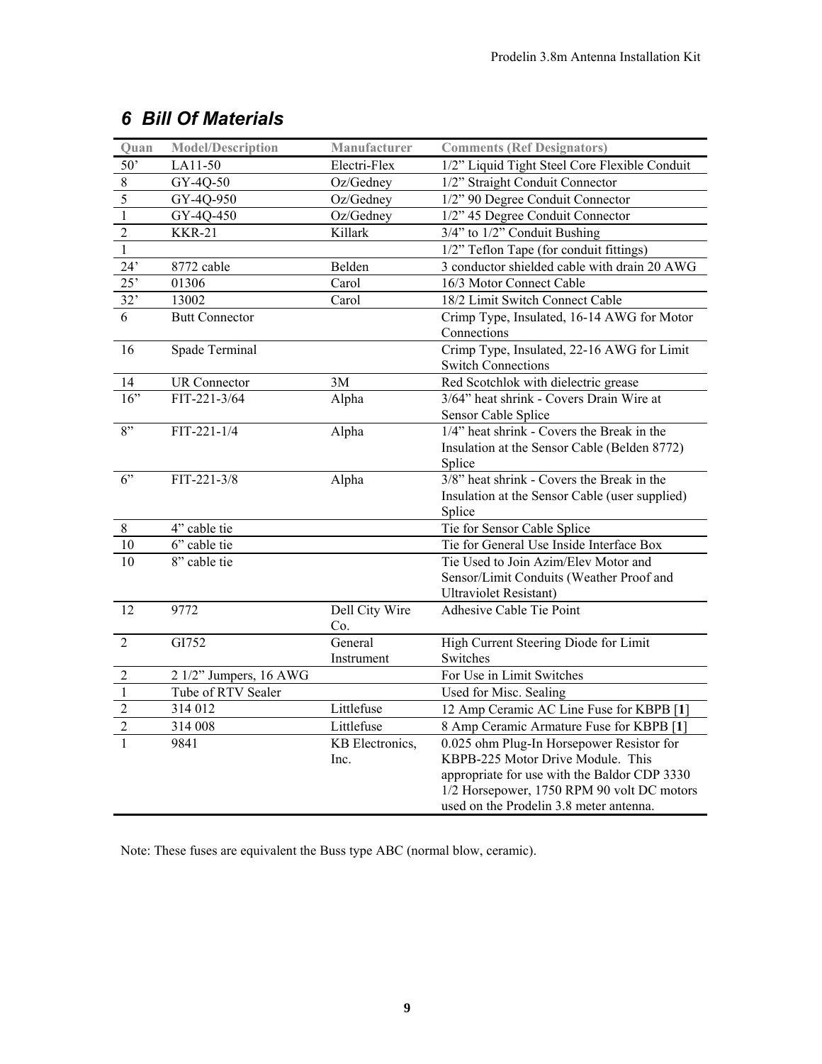## 6 Bill Of Materials

| Quan | Model/Description | Manufacturer | Comments (Ref Designators) |
|---|---|---|---|
| 50’ | LA11-50 | Electri-Flex | 1/2” Liquid Tight Steel Core Flexible Conduit |
| 8 | GY-4Q-50 | Oz/Gedney | 1/2” Straight Conduit Connector |
| 5 | GY-4Q-950 | Oz/Gedney | 1/2” 90 Degree Conduit Connector |
| 1 | GY-4Q-450 | Oz/Gedney | 1/2” 45 Degree Conduit Connector |
| 2 | KKR-21 | Killark | 3/4” to 1/2” Conduit Bushing |
| 1 | | | 1/2” Teflon Tape (for conduit fittings) |
| 24’ | 8772 cable | Belden | 3 conductor shielded cable with drain 20 AWG |
| 25’ | 01306 | Carol | 16/3 Motor Connect Cable |
| 32’ | 13002 | Carol | 18/2 Limit Switch Connect Cable |
| 6 | Butt Connector | | Crimp Type, Insulated, 16-14 AWG for Motor Connections |
| 16 | Spade Terminal | | Crimp Type, Insulated, 22-16 AWG for Limit Switch Connections |
| 14 | UR Connector | 3M | Red Scotchlok with dielectric grease |
| 16” | FIT-221-3/64 | Alpha | 3/64” heat shrink - Covers Drain Wire at Sensor Cable Splice |
| 8” | FIT-221-1/4 | Alpha | 1/4” heat shrink - Covers the Break in the Insulation at the Sensor Cable (Belden 8772) Splice |
| 6” | FIT-221-3/8 | Alpha | 3/8” heat shrink - Covers the Break in the Insulation at the Sensor Cable (user supplied) Splice |
| 8 | 4” cable tie | | Tie for Sensor Cable Splice |
| 10 | 6” cable tie | | Tie for General Use Inside Interface Box |
| 10 | 8” cable tie | | Tie Used to Join Azim/Elev Motor and Sensor/Limit Conduits (Weather Proof and Ultraviolet Resistant) |
| 12 | 9772 | Dell City Wire Co. | Adhesive Cable Tie Point |
| 2 | GI752 | General Instrument | High Current Steering Diode for Limit Switches |
| 2 | 2 1/2” Jumpers, 16 AWG | | For Use in Limit Switches |
| 1 | Tube of RTV Sealer | | Used for Misc. Sealing |
| 2 | 314 012 | Littlefuse | 12 Amp Ceramic AC Line Fuse for KBPB [**1**] |
| 2 | 314 008 | Littlefuse | 8 Amp Ceramic Armature Fuse for KBPB [**1**] |
| 1 | 9841 | KB Electronics, Inc. | 0.025 ohm Plug-In Horsepower Resistor for KBPB-225 Motor Drive Module. This appropriate for use with the Baldor CDP 3330 1/2 Horsepower, 1750 RPM 90 volt DC motors used on the Prodelin 3.8 meter antenna. |

Note: These fuses are equivalent the Buss type ABC (normal blow, ceramic).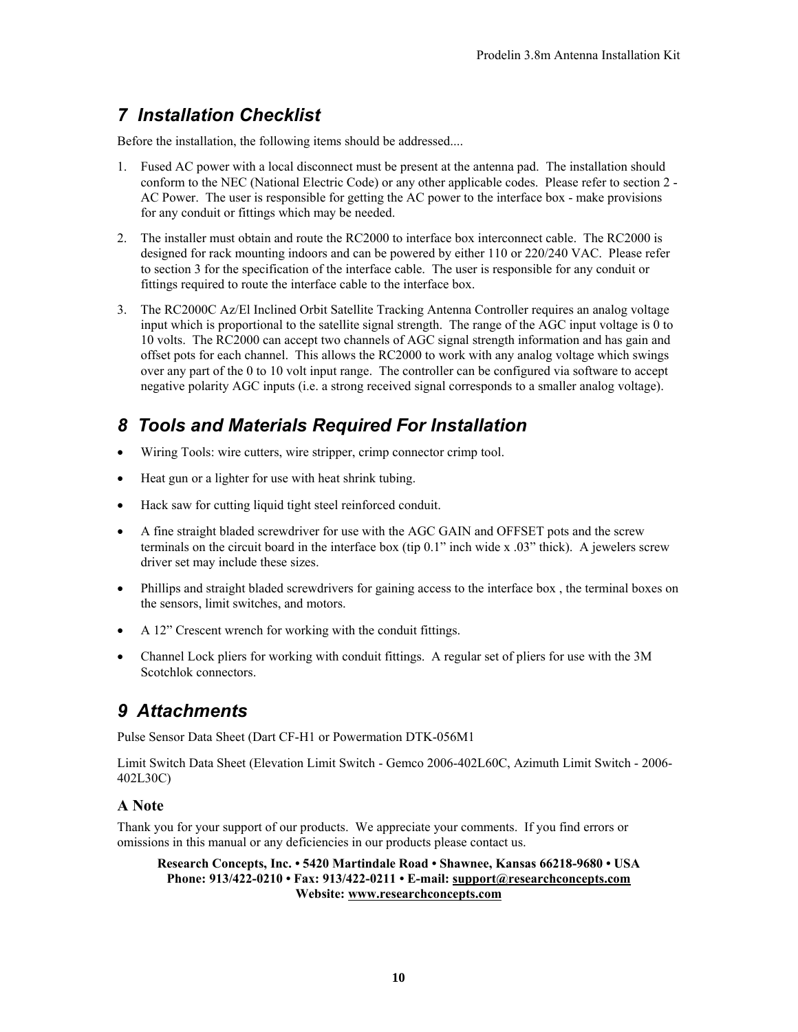## 7 Installation Checklist

Before the installation, the following items should be addressed....

1. Fused AC power with a local disconnect must be present at the antenna pad. The installation should conform to the NEC (National Electric Code) or any other applicable codes. Please refer to section 2 - AC Power. The user is responsible for getting the AC power to the interface box - make provisions for any conduit or fittings which may be needed.

2. The installer must obtain and route the RC2000 to interface box interconnect cable. The RC2000 is designed for rack mounting indoors and can be powered by either 110 or 220/240 VAC. Please refer to section 3 for the specification of the interface cable. The user is responsible for any conduit or fittings required to route the interface cable to the interface box.

3. The RC2000C Az/El Inclined Orbit Satellite Tracking Antenna Controller requires an analog voltage input which is proportional to the satellite signal strength. The range of the AGC input voltage is 0 to 10 volts. The RC2000 can accept two channels of AGC signal strength information and has gain and offset pots for each channel. This allows the RC2000 to work with any analog voltage which swings over any part of the 0 to 10 volt input range. The controller can be configured via software to accept negative polarity AGC inputs (i.e. a strong received signal corresponds to a smaller analog voltage).

## 8 Tools and Materials Required For Installation

- Wiring Tools: wire cutters, wire stripper, crimp connector crimp tool.
- Heat gun or a lighter for use with heat shrink tubing.
- Hack saw for cutting liquid tight steel reinforced conduit.
- A fine straight bladed screwdriver for use with the AGC GAIN and OFFSET pots and the screw terminals on the circuit board in the interface box (tip 0.1" inch wide x .03" thick). A jewelers screw driver set may include these sizes.
- Phillips and straight bladed screwdrivers for gaining access to the interface box , the terminal boxes on the sensors, limit switches, and motors.
- A 12" Crescent wrench for working with the conduit fittings.
- Channel Lock pliers for working with conduit fittings. A regular set of pliers for use with the 3M Scotchlok connectors.

## 9 Attachments

Pulse Sensor Data Sheet (Dart CF-H1 or Powermation DTK-056M1

Limit Switch Data Sheet (Elevation Limit Switch - Gemco 2006-402L60C, Azimuth Limit Switch - 2006-402L30C)

### A Note

Thank you for your support of our products. We appreciate your comments. If you find errors or omissions in this manual or any deficiencies in our products please contact us.

**Research Concepts, Inc. • 5420 Martindale Road • Shawnee, Kansas 66218-9680 • USA**
**Phone: 913/422-0210 • Fax: 913/422-0211 • E-mail: support@researchconcepts.com**
**Website: www.researchconcepts.com**